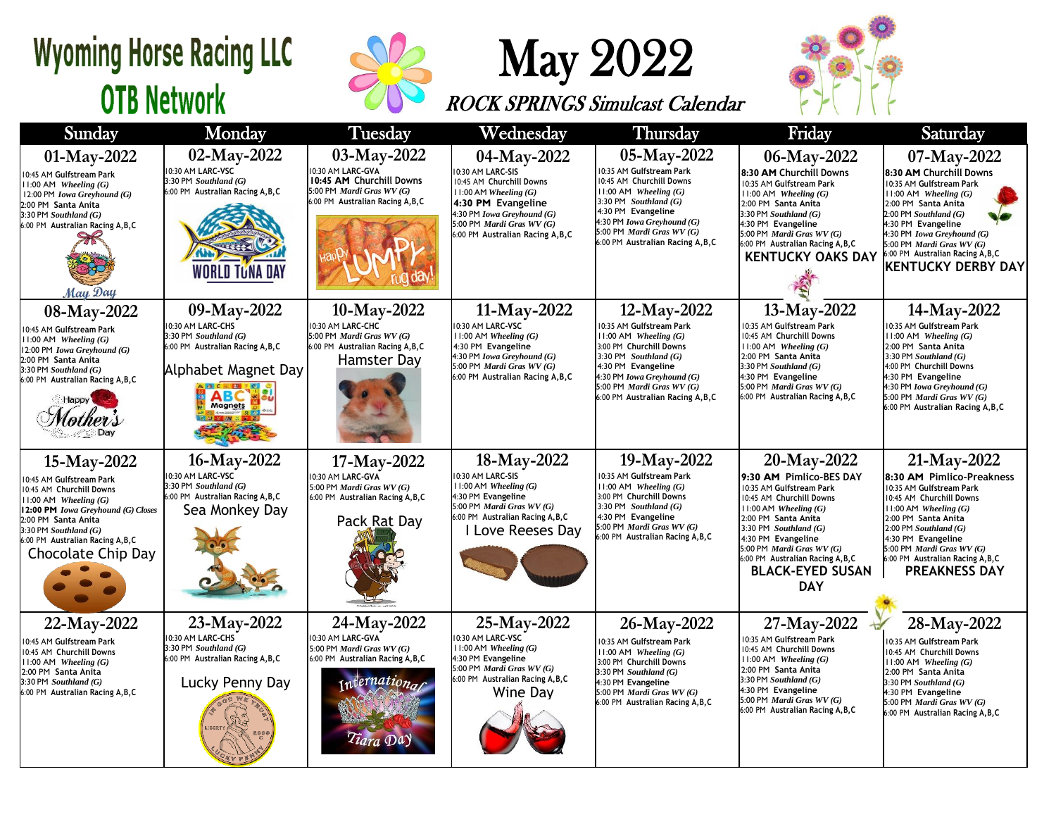# Wyoming Horse Racing LLC
# OTB Network

# May 2022

## ROCK SPRINGS Simulcast Calendar

| Sunday | Monday | Tuesday | Wednesday | Thursday | Friday | Saturday |
|---|---|---|---|---|---|---|
| **01-May-2022**<br>10:45 AM Gulfstream Park<br>11:00 AM *Wheeling (G)*<br>12:00 PM *Iowa Greyhound (G)*<br>2:00 PM Santa Anita<br>3:30 PM *Southland (G)*<br>6:00 PM Australian Racing A,B,C<br>May Day | **02-May-2022**<br>10:30 AM LARC-VSC<br>3:30 PM *Southland (G)*<br>6:00 PM Australian Racing A,B,C<br>WORLD TUNA DAY | **03-May-2022**<br>10:30 AM LARC-GVA<br>**10:45 AM** Churchill Downs<br>5:00 PM *Mardi Gras WV (G)*<br>6:00 PM Australian Racing A,B,C<br>Happy LUMPY rug day! | **04-May-2022**<br>10:30 AM LARC-SIS<br>10:45 AM Churchill Downs<br>11:00 AM *Wheeling (G)*<br>**4:30 PM** Evangeline<br>4:30 PM *Iowa Greyhound (G)*<br>5:00 PM *Mardi Gras WV (G)*<br>6:00 PM Australian Racing A,B,C | **05-May-2022**<br>10:35 AM Gulfstream Park<br>10:45 AM Churchill Downs<br>11:00 AM *Wheeling (G)*<br>3:30 PM *Southland (G)*<br>4:30 PM Evangeline<br>4:30 PM *Iowa Greyhound (G)*<br>5:00 PM *Mardi Gras WV (G)*<br>6:00 PM Australian Racing A,B,C | **06-May-2022**<br>**8:30 AM** Churchill Downs<br>10:35 AM Gulfstream Park<br>11:00 AM *Wheeling (G)*<br>2:00 PM Santa Anita<br>3:30 PM *Southland (G)*<br>4:30 PM Evangeline<br>5:00 PM *Mardi Gras WV (G)*<br>6:00 PM Australian Racing A,B,C<br>**KENTUCKY OAKS DAY** | **07-May-2022**<br>**8:30 AM** Churchill Downs<br>10:35 AM Gulfstream Park<br>11:00 AM *Wheeling (G)*<br>2:00 PM Santa Anita<br>2:00 PM *Southland (G)*<br>4:30 PM Evangeline<br>4:30 PM *Iowa Greyhound (G)*<br>5:00 PM *Mardi Gras WV (G)*<br>6:00 PM Australian Racing A,B,C<br>**KENTUCKY DERBY DAY** |
| **08-May-2022**<br>10:45 AM Gulfstream Park<br>11:00 AM *Wheeling (G)*<br>12:00 PM *Iowa Greyhound (G)*<br>2:00 PM Santa Anita<br>3:30 PM *Southland (G)*<br>6:00 PM Australian Racing A,B,C<br>Happy Mother's Day | **09-May-2022**<br>10:30 AM LARC-CHS<br>3:30 PM *Southland (G)*<br>6:00 PM Australian Racing A,B,C<br>Alphabet Magnet Day | **10-May-2022**<br>10:30 AM LARC-CHC<br>5:00 PM *Mardi Gras WV (G)*<br>6:00 PM Australian Racing A,B,C<br>Hamster Day | **11-May-2022**<br>10:30 AM LARC-VSC<br>11:00 AM *Wheeling (G)*<br>4:30 PM Evangeline<br>4:30 PM *Iowa Greyhound (G)*<br>5:00 PM *Mardi Gras WV (G)*<br>6:00 PM Australian Racing A,B,C | **12-May-2022**<br>10:35 AM Gulfstream Park<br>11:00 AM *Wheeling (G)*<br>3:00 PM Churchill Downs<br>3:30 PM *Southland (G)*<br>4:30 PM Evangeline<br>4:30 PM *Iowa Greyhound (G)*<br>5:00 PM *Mardi Gras WV (G)*<br>6:00 PM Australian Racing A,B,C | **13-May-2022**<br>10:35 AM Gulfstream Park<br>10:45 AM Churchill Downs<br>11:00 AM *Wheeling (G)*<br>2:00 PM Santa Anita<br>3:30 PM *Southland (G)*<br>4:30 PM Evangeline<br>5:00 PM *Mardi Gras WV (G)*<br>6:00 PM Australian Racing A,B,C | **14-May-2022**<br>10:35 AM Gulfstream Park<br>11:00 AM *Wheeling (G)*<br>2:00 PM Santa Anita<br>3:30 PM *Southland (G)*<br>4:00 PM Churchill Downs<br>4:30 PM Evangeline<br>4:30 PM *Iowa Greyhound (G)*<br>5:00 PM *Mardi Gras WV (G)*<br>6:00 PM Australian Racing A,B,C |
| **15-May-2022**<br>10:45 AM Gulfstream Park<br>10:45 AM Churchill Downs<br>11:00 AM *Wheeling (G)*<br>**12:00 PM** *Iowa Greyhound (G) Closes*<br>2:00 PM Santa Anita<br>3:30 PM *Southland (G)*<br>6:00 PM Australian Racing A,B,C<br>Chocolate Chip Day | **16-May-2022**<br>10:30 AM LARC-VSC<br>3:30 PM *Southland (G)*<br>6:00 PM Australian Racing A,B,C<br>Sea Monkey Day | **17-May-2022**<br>10:30 AM LARC-GVA<br>5:00 PM *Mardi Gras WV (G)*<br>6:00 PM Australian Racing A,B,C<br>Pack Rat Day | **18-May-2022**<br>10:30 AM LARC-SIS<br>11:00 AM *Wheeling (G)*<br>4:30 PM Evangeline<br>5:00 PM *Mardi Gras WV (G)*<br>6:00 PM Australian Racing A,B,C<br>I Love Reeses Day | **19-May-2022**<br>10:35 AM Gulfstream Park<br>11:00 AM *Wheeling (G)*<br>3:00 PM Churchill Downs<br>3:30 PM *Southland (G)*<br>4:30 PM Evangeline<br>5:00 PM *Mardi Gras WV (G)*<br>6:00 PM Australian Racing A,B,C | **20-May-2022**<br>**9:30 AM Pimlico-BES DAY**<br>10:35 AM Gulfstream Park<br>10:45 AM Churchill Downs<br>11:00 AM *Wheeling (G)*<br>2:00 PM Santa Anita<br>3:30 PM *Southland (G)*<br>4:30 PM Evangeline<br>5:00 PM *Mardi Gras WV (G)*<br>6:00 PM Australian Racing A,B,C<br>**BLACK-EYED SUSAN DAY** | **21-May-2022**<br>**8:30 AM Pimlico-Preakness**<br>10:35 AM Gulfstream Park<br>10:45 AM Churchill Downs<br>11:00 AM *Wheeling (G)*<br>2:00 PM Santa Anita<br>2:00 PM *Southland (G)*<br>4:30 PM Evangeline<br>5:00 PM *Mardi Gras WV (G)*<br>6:00 PM Australian Racing A,B,C<br>**PREAKNESS DAY** |
| **22-May-2022**<br>10:45 AM Gulfstream Park<br>10:45 AM Churchill Downs<br>11:00 AM *Wheeling (G)*<br>2:00 PM Santa Anita<br>3:30 PM *Southland (G)*<br>6:00 PM Australian Racing A,B,C | **23-May-2022**<br>10:30 AM LARC-CHS<br>3:30 PM *Southland (G)*<br>6:00 PM Australian Racing A,B,C<br>Lucky Penny Day | **24-May-2022**<br>10:30 AM LARC-GVA<br>5:00 PM *Mardi Gras WV (G)*<br>6:00 PM Australian Racing A,B,C<br>International Tiara Day | **25-May-2022**<br>10:30 AM LARC-VSC<br>11:00 AM *Wheeling (G)*<br>4:30 PM Evangeline<br>5:00 PM *Mardi Gras WV (G)*<br>6:00 PM Australian Racing A,B,C<br>Wine Day | **26-May-2022**<br>10:35 AM Gulfstream Park<br>11:00 AM *Wheeling (G)*<br>3:00 PM Churchill Downs<br>3:30 PM *Southland (G)*<br>4:30 PM Evangeline<br>5:00 PM *Mardi Gras WV (G)*<br>6:00 PM Australian Racing A,B,C | **27-May-2022**<br>10:35 AM Gulfstream Park<br>10:45 AM Churchill Downs<br>11:00 AM *Wheeling (G)*<br>2:00 PM Santa Anita<br>3:30 PM *Southland (G)*<br>4:30 PM Evangeline<br>5:00 PM *Mardi Gras WV (G)*<br>6:00 PM Australian Racing A,B,C | **28-May-2022**<br>10:35 AM Gulfstream Park<br>10:45 AM Churchill Downs<br>11:00 AM *Wheeling (G)*<br>2:00 PM Santa Anita<br>3:30 PM *Southland (G)*<br>4:30 PM Evangeline<br>5:00 PM *Mardi Gras WV (G)*<br>6:00 PM Australian Racing A,B,C |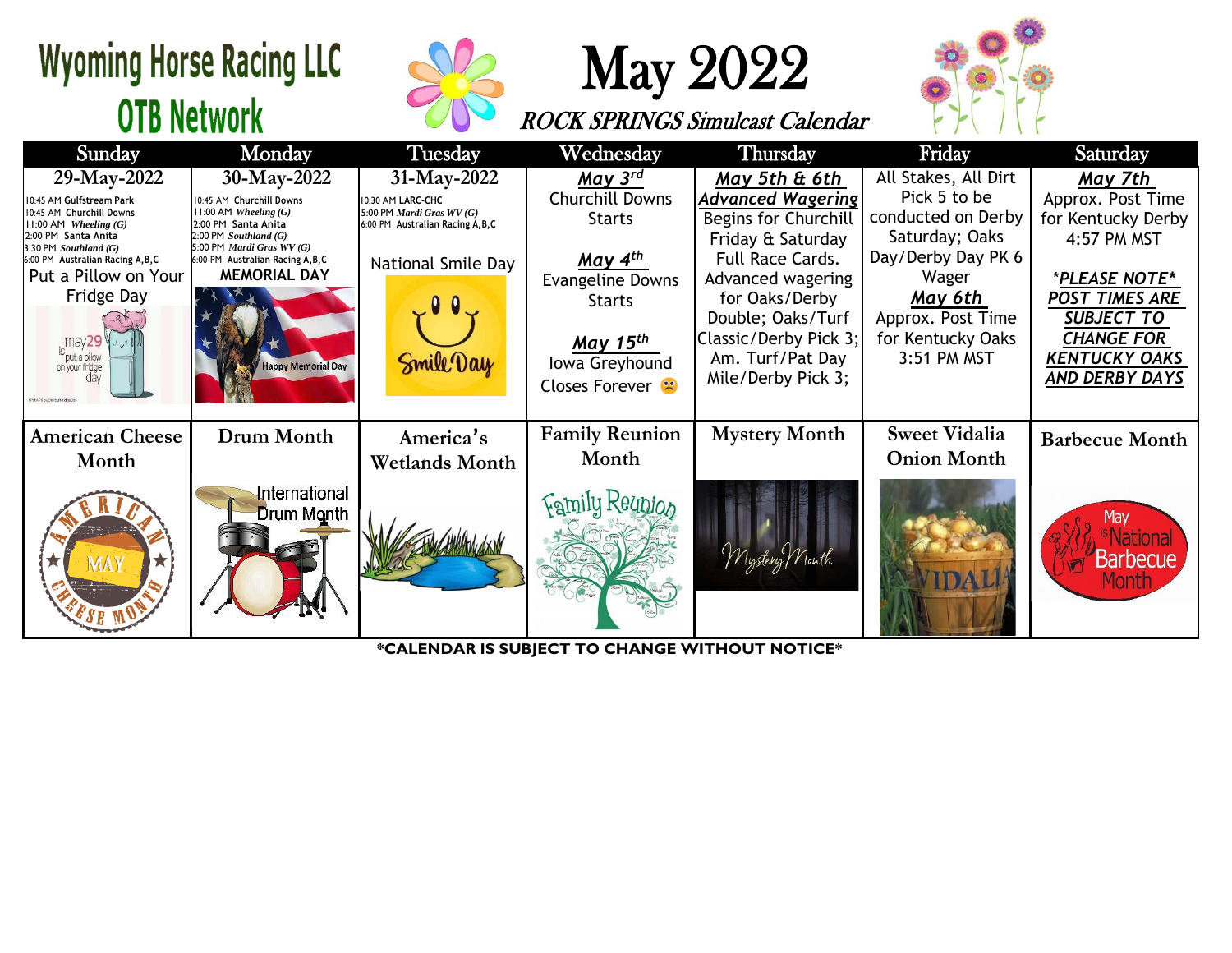# Wyoming Horse Racing LLC OTB Network

# May 2022

*ROCK SPRINGS Simulcast Calendar*

| Sunday | Monday | Tuesday | Wednesday | Thursday | Friday | Saturday |
|---|---|---|---|---|---|---|
| 29-May-2022<br>10:45 AM Gulfstream Park<br>10:45 AM Churchill Downs<br>11:00 AM *Wheeling (G)*<br>2:00 PM Santa Anita<br>3:30 PM *Southland (G)*<br>6:00 PM Australian Racing A,B,C<br>Put a Pillow on Your Fridge Day | 30-May-2022<br>10:45 AM Churchill Downs<br>11:00 AM *Wheeling (G)*<br>2:00 PM Santa Anita<br>2:00 PM *Southland (G)*<br>5:00 PM *Mardi Gras WV (G)*<br>6:00 PM Australian Racing A,B,C<br>**MEMORIAL DAY**<br>Happy Memorial Day | 31-May-2022<br>10:30 AM LARC-CHC<br>5:00 PM *Mardi Gras WV (G)*<br>6:00 PM Australian Racing A,B,C<br>National Smile Day<br>Smile Day | ***May 3rd***<br>Churchill Downs Starts<br>***May 4th***<br>Evangeline Downs Starts<br>***May 15th***<br>Iowa Greyhound Closes Forever ☹ | ***May 5th & 6th Advanced Wagering***<br>Begins for Churchill Friday & Saturday Full Race Cards. Advanced wagering for Oaks/Derby Double; Oaks/Turf Classic/Derby Pick 3; Am. Turf/Pat Day Mile/Derby Pick 3; | All Stakes, All Dirt Pick 5 to be conducted on Derby Saturday; Oaks Day/Derby Day PK 6 Wager<br>***May 6th***<br>Approx. Post Time for Kentucky Oaks 3:51 PM MST | ***May 7th***<br>Approx. Post Time for Kentucky Derby 4:57 PM MST<br>****PLEASE NOTE* POST TIMES ARE SUBJECT TO CHANGE FOR KENTUCKY OAKS AND DERBY DAYS*** |
| American Cheese Month | Drum Month<br>International Drum Month | America's Wetlands Month | Family Reunion Month | Mystery Month | Sweet Vidalia Onion Month | Barbecue Month<br>May is National Barbecue Month |

**\*CALENDAR IS SUBJECT TO CHANGE WITHOUT NOTICE\***